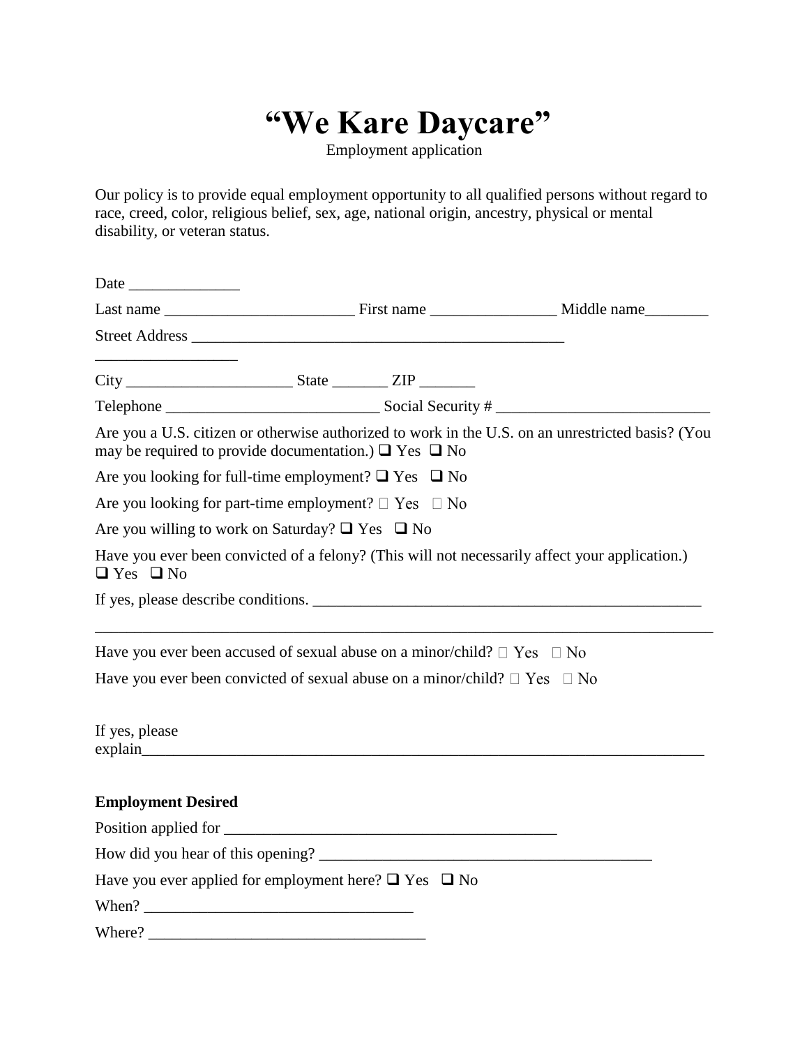# "We Kare Daycare"

Employment application

Our policy is to provide equal employment opportunity to all qualified persons without regard to race, creed, color, religious belief, sex, age, national origin, ancestry, physical or mental disability, or veteran status.

Date ______________

Last name ________________________ First name ________________ Middle name________

Street Address _________________________________________________

__________________

City _____________________ State _______ ZIP _______

Telephone ___________________________ Social Security # ___________________________

Are you a U.S. citizen or otherwise authorized to work in the U.S. on an unrestricted basis? (You may be required to provide documentation.) ❑ Yes ❑ No

Are you looking for full-time employment? ❑ Yes ❑ No

Are you looking for part-time employment? ❑ Yes ❑ No

Are you willing to work on Saturday? ❑ Yes ❑ No

Have you ever been convicted of a felony? (This will not necessarily affect your application.) ❑ Yes ❑ No

If yes, please describe conditions. ___________________________________________________

_________________________________________________________________________________

Have you ever been accused of sexual abuse on a minor/child? ❑ Yes ❑ No

Have you ever been convicted of sexual abuse on a minor/child? ❑ Yes ❑ No

If yes, please explain___________________________________________________________________________

**Employment Desired**

Position applied for ___________________________________________

How did you hear of this opening? ___________________________________________

Have you ever applied for employment here? ❑ Yes ❑ No

When? __________________________________

Where? ___________________________________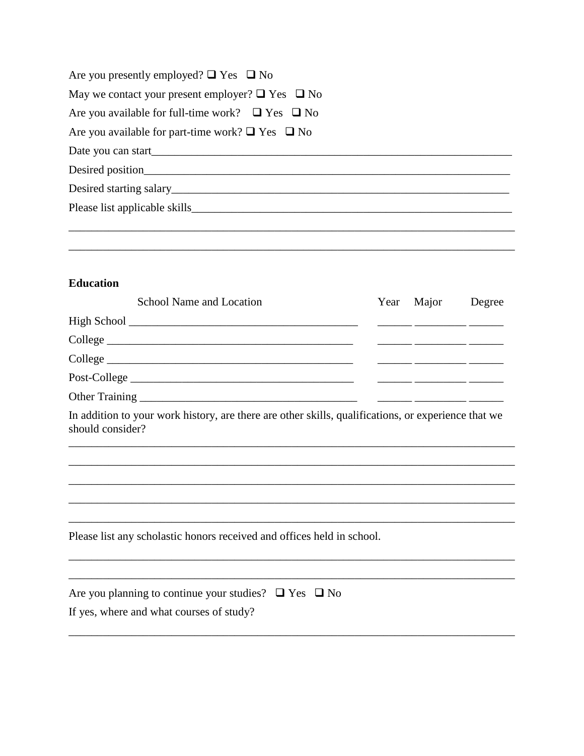Are you presently employed? ❑ Yes ❑ No

May we contact your present employer? ❑ Yes ❑ No

Are you available for full-time work? ❑ Yes ❑ No

Are you available for part-time work? ❑ Yes ❑ No

Date you can start_______________________________________________________________

Desired position_________________________________________________________________

Desired starting salary____________________________________________________________

Please list applicable skills_________________________________________________________

______________________________________________________________________________

______________________________________________________________________________

**Education**

| School Name and Location | Year | Major | Degree |
| --- | --- | --- | --- |
| High School ________________________________ | ______ | _________ | ______ |
| College ___________________________________ | ______ | _________ | ______ |
| College ___________________________________ | ______ | _________ | ______ |
| Post-College ______________________________ | ______ | _________ | ______ |
| Other Training _____________________________ | ______ | _________ | ______ |

In addition to your work history, are there are other skills, qualifications, or experience that we should consider?

______________________________________________________________________________

______________________________________________________________________________

______________________________________________________________________________

______________________________________________________________________________

______________________________________________________________________________

Please list any scholastic honors received and offices held in school.

______________________________________________________________________________

______________________________________________________________________________

Are you planning to continue your studies? ❑ Yes ❑ No

If yes, where and what courses of study?

______________________________________________________________________________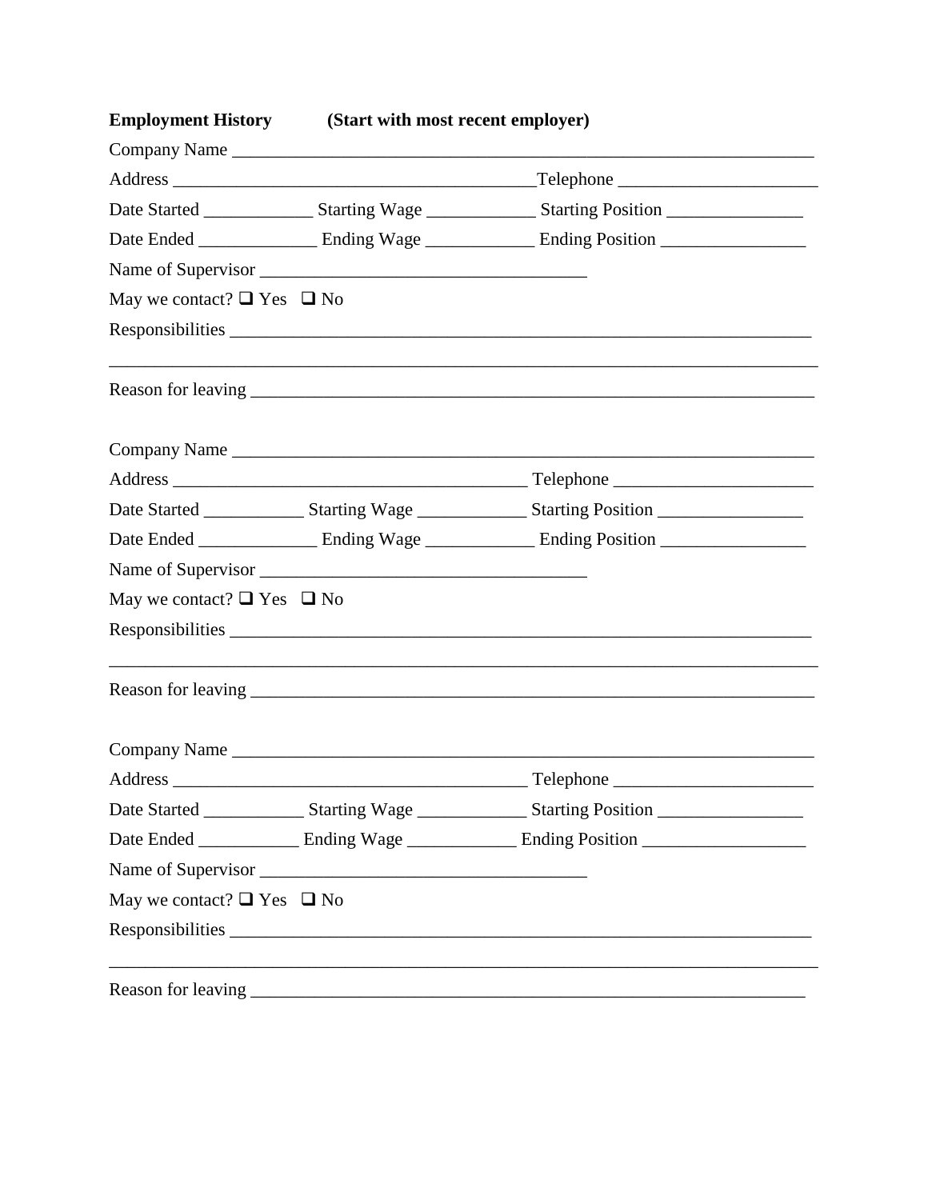**Employment History** **(Start with most recent employer)**

Company Name ______________________________________________________________

Address ____________________________________Telephone ____________________

Date Started ___________ Starting Wage ___________ Starting Position ______________

Date Ended ____________ Ending Wage ___________ Ending Position _______________

Name of Supervisor _________________________________

May we contact? ❑ Yes ❑ No

Responsibilities ___________________________________________________________

______________________________________________________________________________

Reason for leaving _________________________________________________________

Company Name ______________________________________________________________

Address ____________________________________ Telephone ____________________

Date Started __________ Starting Wage ___________ Starting Position _______________

Date Ended ____________ Ending Wage ___________ Ending Position _______________

Name of Supervisor _________________________________

May we contact? ❑ Yes ❑ No

Responsibilities ___________________________________________________________

______________________________________________________________________________

Reason for leaving _________________________________________________________

Company Name ______________________________________________________________

Address ____________________________________ Telephone ____________________

Date Started __________ Starting Wage ___________ Starting Position _______________

Date Ended __________ Ending Wage ___________ Ending Position _________________

Name of Supervisor _________________________________

May we contact? ❑ Yes ❑ No

Responsibilities ___________________________________________________________

______________________________________________________________________________

Reason for leaving ________________________________________________________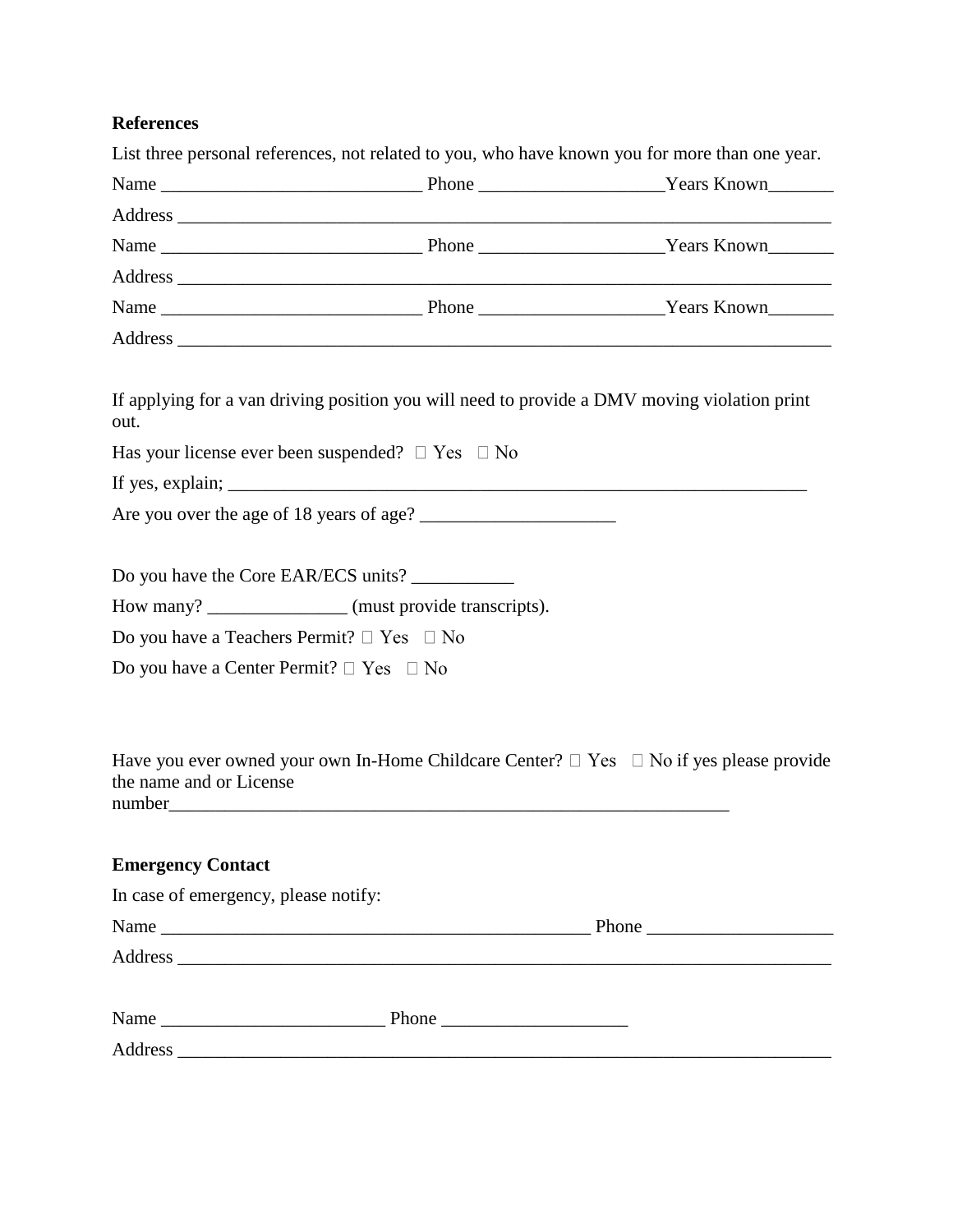**References**

List three personal references, not related to you, who have known you for more than one year.

Name ____________________________ Phone ___________________Years Known_______

Address __________________________________________________________________________

Name ____________________________ Phone ___________________Years Known_______

Address __________________________________________________________________________

Name ____________________________ Phone ___________________Years Known_______

Address __________________________________________________________________________

If applying for a van driving position you will need to provide a DMV moving violation print out.

Has your license ever been suspended? ☐ Yes ☐ No

If yes, explain; _________________________________________________________________

Are you over the age of 18 years of age? _____________________

Do you have the Core EAR/ECS units? ___________

How many? _______________ (must provide transcripts).

Do you have a Teachers Permit? ☐ Yes ☐ No

Do you have a Center Permit? ☐ Yes ☐ No

Have you ever owned your own In-Home Childcare Center? ☐ Yes ☐ No if yes please provide the name and or License number_______________________________________________________________

**Emergency Contact**

In case of emergency, please notify:

Name ________________________________________________ Phone ____________________

Address __________________________________________________________________________

Name _________________________ Phone ____________________

Address __________________________________________________________________________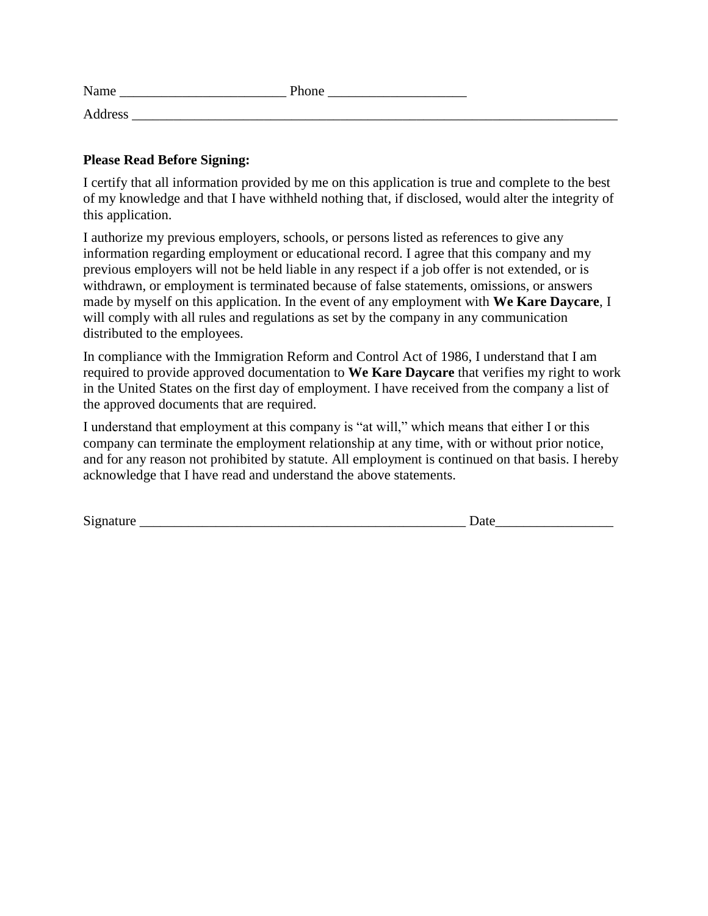Name ________________________ Phone ____________________

Address _______________________________________________________________________

**Please Read Before Signing:**

I certify that all information provided by me on this application is true and complete to the best of my knowledge and that I have withheld nothing that, if disclosed, would alter the integrity of this application.

I authorize my previous employers, schools, or persons listed as references to give any information regarding employment or educational record. I agree that this company and my previous employers will not be held liable in any respect if a job offer is not extended, or is withdrawn, or employment is terminated because of false statements, omissions, or answers made by myself on this application. In the event of any employment with **We Kare Daycare**, I will comply with all rules and regulations as set by the company in any communication distributed to the employees.

In compliance with the Immigration Reform and Control Act of 1986, I understand that I am required to provide approved documentation to **We Kare Daycare** that verifies my right to work in the United States on the first day of employment. I have received from the company a list of the approved documents that are required.

I understand that employment at this company is "at will," which means that either I or this company can terminate the employment relationship at any time, with or without prior notice, and for any reason not prohibited by statute. All employment is continued on that basis. I hereby acknowledge that I have read and understand the above statements.

Signature ________________________________________________ Date_________________